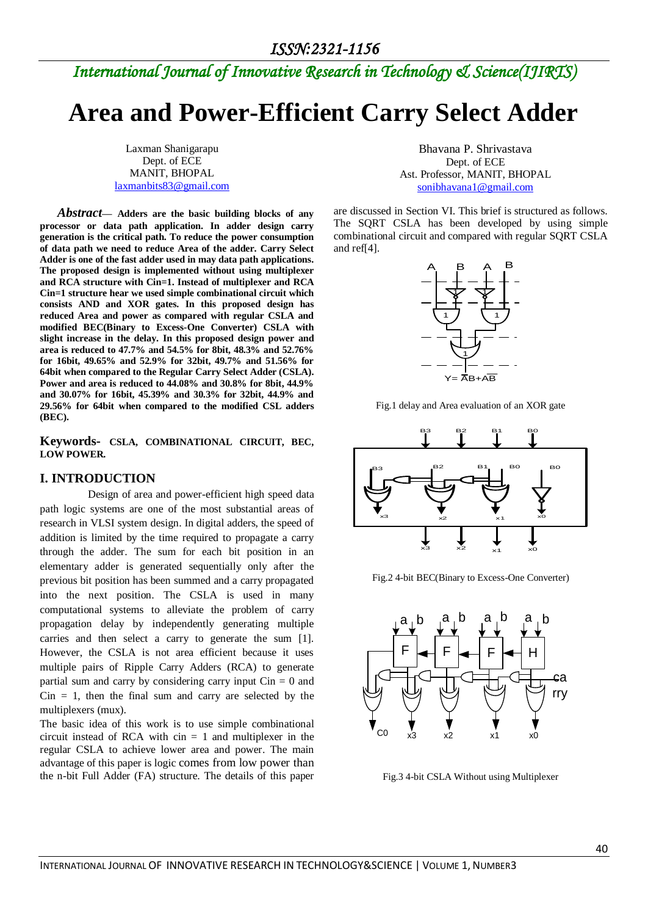# Area and Power-Efficient Carry Select Adder

Laxman Shanigarapu
Dept. of ECE
MANIT, BHOPAL
laxmanbits83@gmail.com

Bhavana P. Shrivastava
Dept. of ECE
Ast. Professor, MANIT, BHOPAL
sonibhavana1@gmail.com

***Abstract*— Adders are the basic building blocks of any processor or data path application. In adder design carry generation is the critical path. To reduce the power consumption of data path we need to reduce Area of the adder. Carry Select Adder is one of the fast adder used in may data path applications. The proposed design is implemented without using multiplexer and RCA structure with Cin=1. Instead of multiplexer and RCA Cin=1 structure hear we used simple combinational circuit which consists AND and XOR gates. In this proposed design has reduced Area and power as compared with regular CSLA and modified BEC(Binary to Excess-One Converter) CSLA with slight increase in the delay. In this proposed design power and area is reduced to 47.7% and 54.5% for 8bit, 48.3% and 52.76% for 16bit, 49.65% and 52.9% for 32bit, 49.7% and 51.56% for 64bit when compared to the Regular Carry Select Adder (CSLA). Power and area is reduced to 44.08% and 30.8% for 8bit, 44.9% and 30.07% for 16bit, 45.39% and 30.3% for 32bit, 44.9% and 29.56% for 64bit when compared to the modified CSL adders (BEC).**

**Keywords- CSLA, COMBINATIONAL CIRCUIT, BEC, LOW POWER.**

## I. INTRODUCTION

Design of area and power-efficient high speed data path logic systems are one of the most substantial areas of research in VLSI system design. In digital adders, the speed of addition is limited by the time required to propagate a carry through the adder. The sum for each bit position in an elementary adder is generated sequentially only after the previous bit position has been summed and a carry propagated into the next position. The CSLA is used in many computational systems to alleviate the problem of carry propagation delay by independently generating multiple carries and then select a carry to generate the sum [1]. However, the CSLA is not area efficient because it uses multiple pairs of Ripple Carry Adders (RCA) to generate partial sum and carry by considering carry input Cin = 0 and Cin = 1, then the final sum and carry are selected by the multiplexers (mux).

The basic idea of this work is to use simple combinational circuit instead of RCA with cin = 1 and multiplexer in the regular CSLA to achieve lower area and power. The main advantage of this paper is logic comes from low power than the n-bit Full Adder (FA) structure. The details of this paper are discussed in Section VI. This brief is structured as follows. The SQRT CSLA has been developed by using simple combinational circuit and compared with regular SQRT CSLA and ref[4].

Y= $\overline{A}B+A\overline{B}$

Fig.1 delay and Area evaluation of an XOR gate

Fig.2 4-bit BEC(Binary to Excess-One Converter)

Fig.3 4-bit CSLA Without using Multiplexer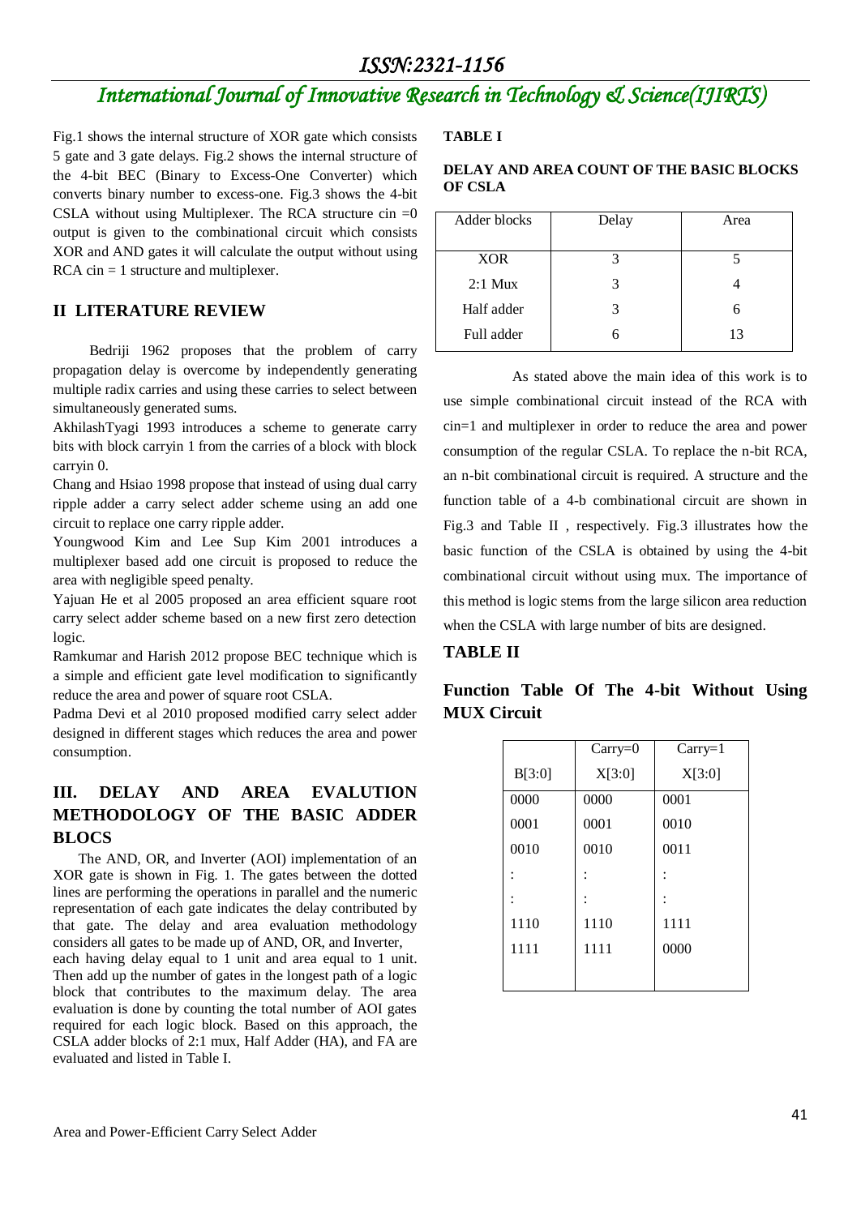Fig.1 shows the internal structure of XOR gate which consists 5 gate and 3 gate delays. Fig.2 shows the internal structure of the 4-bit BEC (Binary to Excess-One Converter) which converts binary number to excess-one. Fig.3 shows the 4-bit CSLA without using Multiplexer. The RCA structure cin =0 output is given to the combinational circuit which consists XOR and AND gates it will calculate the output without using RCA cin = 1 structure and multiplexer.

## II LITERATURE REVIEW

Bedriji 1962 proposes that the problem of carry propagation delay is overcome by independently generating multiple radix carries and using these carries to select between simultaneously generated sums.

AkhilashTyagi 1993 introduces a scheme to generate carry bits with block carryin 1 from the carries of a block with block carryin 0.

Chang and Hsiao 1998 propose that instead of using dual carry ripple adder a carry select adder scheme using an add one circuit to replace one carry ripple adder.

Youngwood Kim and Lee Sup Kim 2001 introduces a multiplexer based add one circuit is proposed to reduce the area with negligible speed penalty.

Yajuan He et al 2005 proposed an area efficient square root carry select adder scheme based on a new first zero detection logic.

Ramkumar and Harish 2012 propose BEC technique which is a simple and efficient gate level modification to significantly reduce the area and power of square root CSLA.

Padma Devi et al 2010 proposed modified carry select adder designed in different stages which reduces the area and power consumption.

## III. DELAY AND AREA EVALUTION METHODOLOGY OF THE BASIC ADDER BLOCS

The AND, OR, and Inverter (AOI) implementation of an XOR gate is shown in Fig. 1. The gates between the dotted lines are performing the operations in parallel and the numeric representation of each gate indicates the delay contributed by that gate. The delay and area evaluation methodology considers all gates to be made up of AND, OR, and Inverter, each having delay equal to 1 unit and area equal to 1 unit. Then add up the number of gates in the longest path of a logic block that contributes to the maximum delay. The area evaluation is done by counting the total number of AOI gates required for each logic block. Based on this approach, the CSLA adder blocks of 2:1 mux, Half Adder (HA), and FA are evaluated and listed in Table I.

**TABLE I**

**DELAY AND AREA COUNT OF THE BASIC BLOCKS OF CSLA**

| Adder blocks | Delay | Area |
|---|---|---|
| XOR | 3 | 5 |
| 2:1 Mux | 3 | 4 |
| Half adder | 3 | 6 |
| Full adder | 6 | 13 |

As stated above the main idea of this work is to use simple combinational circuit instead of the RCA with cin=1 and multiplexer in order to reduce the area and power consumption of the regular CSLA. To replace the n-bit RCA, an n-bit combinational circuit is required. A structure and the function table of a 4-b combinational circuit are shown in Fig.3 and Table II , respectively. Fig.3 illustrates how the basic function of the CSLA is obtained by using the 4-bit combinational circuit without using mux. The importance of this method is logic stems from the large silicon area reduction when the CSLA with large number of bits are designed.

**TABLE II**

**Function Table Of The 4-bit Without Using MUX Circuit**

| | Carry=0 | Carry=1 |
|---|---|---|
| B[3:0] | X[3:0] | X[3:0] |
| 0000 | 0000 | 0001 |
| 0001 | 0001 | 0010 |
| 0010 | 0010 | 0011 |
| : | : | : |
| : | : | : |
| 1110 | 1110 | 1111 |
| 1111 | 1111 | 0000 |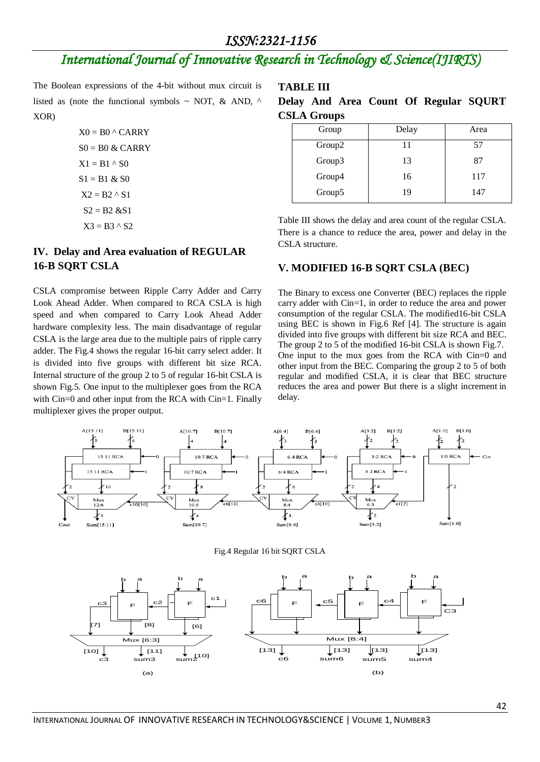The Boolean expressions of the 4-bit without mux circuit is listed as (note the functional symbols ~ NOT, & AND, ^ XOR)

X0 = B0 ^ CARRY

S0 = B0 & CARRY

X1 = B1 ^ S0

S1 = B1 & S0

X2 = B2 ^ S1

S2 = B2 &S1

X3 = B3 ^ S2

## IV. Delay and Area evaluation of REGULAR 16-B SQRT CSLA

CSLA compromise between Ripple Carry Adder and Carry Look Ahead Adder. When compared to RCA CSLA is high speed and when compared to Carry Look Ahead Adder hardware complexity less. The main disadvantage of regular CSLA is the large area due to the multiple pairs of ripple carry adder. The Fig.4 shows the regular 16-bit carry select adder. It is divided into five groups with different bit size RCA. Internal structure of the group 2 to 5 of regular 16-bit CSLA is shown Fig.5. One input to the multiplexer goes from the RCA with Cin=0 and other input from the RCA with Cin=1. Finally multiplexer gives the proper output.

**TABLE III**

**Delay And Area Count Of Regular SQURT CSLA Groups**

| Group | Delay | Area |
|---|---|---|
| Group2 | 11 | 57 |
| Group3 | 13 | 87 |
| Group4 | 16 | 117 |
| Group5 | 19 | 147 |

Table III shows the delay and area count of the regular CSLA. There is a chance to reduce the area, power and delay in the CSLA structure.

## V. MODIFIED 16-B SQRT CSLA (BEC)

The Binary to excess one Converter (BEC) replaces the ripple carry adder with Cin=1, in order to reduce the area and power consumption of the regular CSLA. The modified16-bit CSLA using BEC is shown in Fig.6 Ref [4]. The structure is again divided into five groups with different bit size RCA and BEC. The group 2 to 5 of the modified 16-bit CSLA is shown Fig.7. One input to the mux goes from the RCA with Cin=0 and other input from the BEC. Comparing the group 2 to 5 of both regular and modified CSLA, it is clear that BEC structure reduces the area and power But there is a slight increment in delay.

Fig.4 Regular 16 bit SQRT CSLA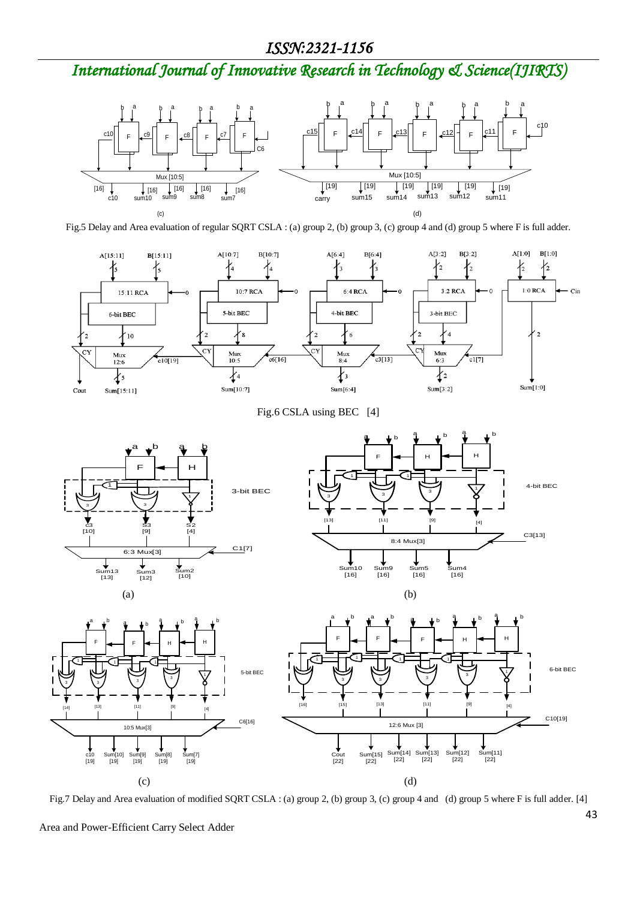Fig.5 Delay and Area evaluation of regular SQRT CSLA : (a) group 2, (b) group 3, (c) group 4 and (d) group 5 where F is full adder.

Fig.6 CSLA using BEC [4]

Fig.7 Delay and Area evaluation of modified SQRT CSLA : (a) group 2, (b) group 3, (c) group 4 and (d) group 5 where F is full adder. [4]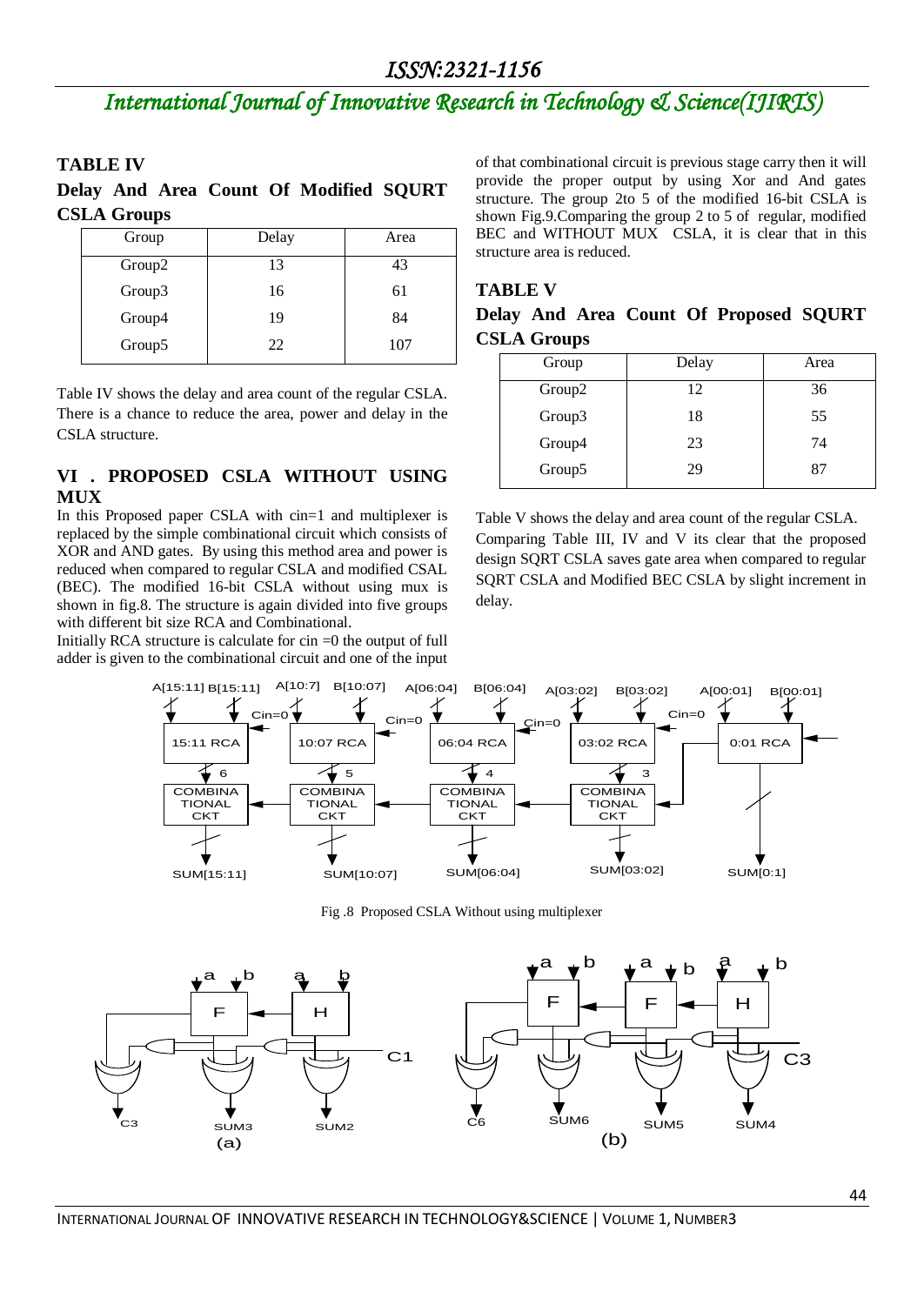## TABLE IV

**Delay And Area Count Of Modified SQURT CSLA Groups**

| Group | Delay | Area |
|---|---|---|
| Group2 | 13 | 43 |
| Group3 | 16 | 61 |
| Group4 | 19 | 84 |
| Group5 | 22 | 107 |

Table IV shows the delay and area count of the regular CSLA. There is a chance to reduce the area, power and delay in the CSLA structure.

## VI . PROPOSED CSLA WITHOUT USING MUX

In this Proposed paper CSLA with cin=1 and multiplexer is replaced by the simple combinational circuit which consists of XOR and AND gates. By using this method area and power is reduced when compared to regular CSLA and modified CSAL (BEC). The modified 16-bit CSLA without using mux is shown in fig.8. The structure is again divided into five groups with different bit size RCA and Combinational.

Initially RCA structure is calculate for cin =0 the output of full adder is given to the combinational circuit and one of the input of that combinational circuit is previous stage carry then it will provide the proper output by using Xor and And gates structure. The group 2to 5 of the modified 16-bit CSLA is shown Fig.9.Comparing the group 2 to 5 of regular, modified BEC and WITHOUT MUX CSLA, it is clear that in this structure area is reduced.

## TABLE V

**Delay And Area Count Of Proposed SQURT CSLA Groups**

| Group | Delay | Area |
|---|---|---|
| Group2 | 12 | 36 |
| Group3 | 18 | 55 |
| Group4 | 23 | 74 |
| Group5 | 29 | 87 |

Table V shows the delay and area count of the regular CSLA. Comparing Table III, IV and V its clear that the proposed design SQRT CSLA saves gate area when compared to regular SQRT CSLA and Modified BEC CSLA by slight increment in delay.

Fig .8 Proposed CSLA Without using multiplexer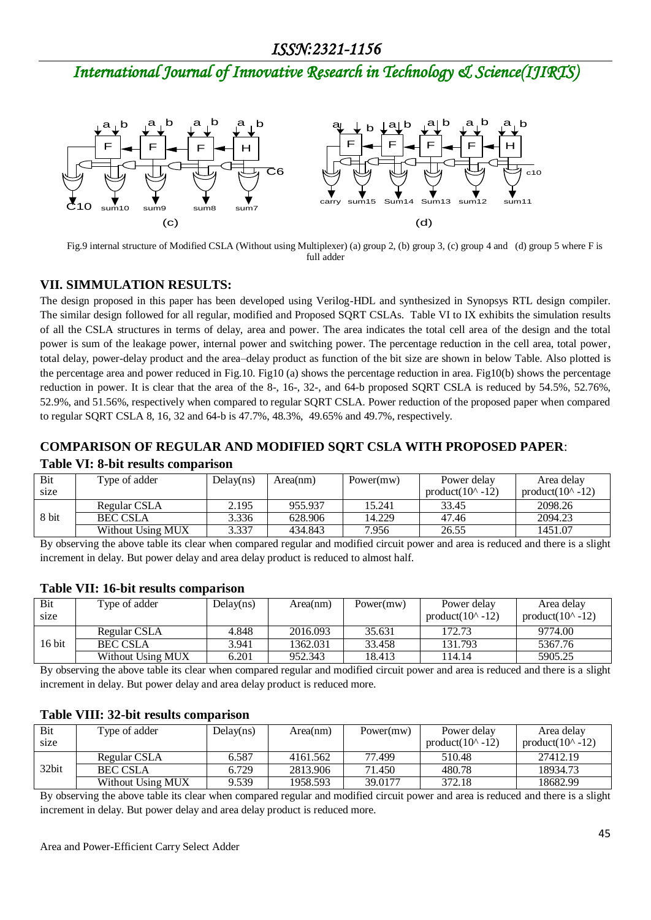Fig.9 internal structure of Modified CSLA (Without using Multiplexer) (a) group 2, (b) group 3, (c) group 4 and (d) group 5 where F is full adder

## VII. SIMMULATION RESULTS:

The design proposed in this paper has been developed using Verilog-HDL and synthesized in Synopsys RTL design compiler. The similar design followed for all regular, modified and Proposed SQRT CSLAs. Table VI to IX exhibits the simulation results of all the CSLA structures in terms of delay, area and power. The area indicates the total cell area of the design and the total power is sum of the leakage power, internal power and switching power. The percentage reduction in the cell area, total power, total delay, power-delay product and the area–delay product as function of the bit size are shown in below Table. Also plotted is the percentage area and power reduced in Fig.10. Fig10 (a) shows the percentage reduction in area. Fig10(b) shows the percentage reduction in power. It is clear that the area of the 8-, 16-, 32-, and 64-b proposed SQRT CSLA is reduced by 54.5%, 52.76%, 52.9%, and 51.56%, respectively when compared to regular SQRT CSLA. Power reduction of the proposed paper when compared to regular SQRT CSLA 8, 16, 32 and 64-b is 47.7%, 48.3%, 49.65% and 49.7%, respectively.

## COMPARISON OF REGULAR AND MODIFIED SQRT CSLA WITH PROPOSED PAPER:

### Table VI: 8-bit results comparison

| Bit size | Type of adder | Delay(ns) | Area(nm) | Power(mw) | Power delay product(10^ -12) | Area delay product(10^ -12) |
|---|---|---|---|---|---|---|
| 8 bit | Regular CSLA | 2.195 | 955.937 | 15.241 | 33.45 | 2098.26 |
| | BEC CSLA | 3.336 | 628.906 | 14.229 | 47.46 | 2094.23 |
| | Without Using MUX | 3.337 | 434.843 | 7.956 | 26.55 | 1451.07 |

By observing the above table its clear when compared regular and modified circuit power and area is reduced and there is a slight increment in delay. But power delay and area delay product is reduced to almost half.

### Table VII: 16-bit results comparison

| Bit size | Type of adder | Delay(ns) | Area(nm) | Power(mw) | Power delay product(10^ -12) | Area delay product(10^ -12) |
|---|---|---|---|---|---|---|
| 16 bit | Regular CSLA | 4.848 | 2016.093 | 35.631 | 172.73 | 9774.00 |
| | BEC CSLA | 3.941 | 1362.031 | 33.458 | 131.793 | 5367.76 |
| | Without Using MUX | 6.201 | 952.343 | 18.413 | 114.14 | 5905.25 |

By observing the above table its clear when compared regular and modified circuit power and area is reduced and there is a slight increment in delay. But power delay and area delay product is reduced more.

### Table VIII: 32-bit results comparison

| Bit size | Type of adder | Delay(ns) | Area(nm) | Power(mw) | Power delay product(10^ -12) | Area delay product(10^ -12) |
|---|---|---|---|---|---|---|
| 32bit | Regular CSLA | 6.587 | 4161.562 | 77.499 | 510.48 | 27412.19 |
| | BEC CSLA | 6.729 | 2813.906 | 71.450 | 480.78 | 18934.73 |
| | Without Using MUX | 9.539 | 1958.593 | 39.0177 | 372.18 | 18682.99 |

By observing the above table its clear when compared regular and modified circuit power and area is reduced and there is a slight increment in delay. But power delay and area delay product is reduced more.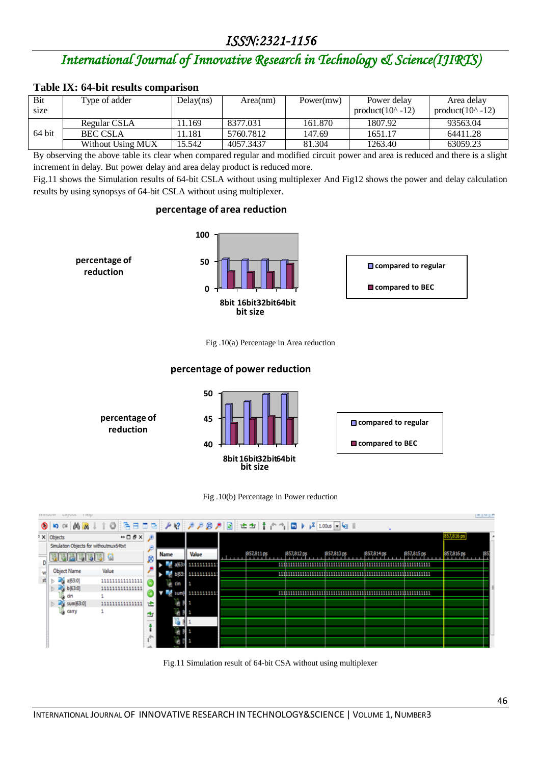**Table IX: 64-bit results comparison**

| Bit size | Type of adder | Delay(ns) | Area(nm) | Power(mw) | Power delay product(10^ -12) | Area delay product(10^ -12) |
|---|---|---|---|---|---|---|
| 64 bit | Regular CSLA | 11.169 | 8377.031 | 161.870 | 1807.92 | 93563.04 |
| | BEC CSLA | 11.181 | 5760.7812 | 147.69 | 1651.17 | 64411.28 |
| | Without Using MUX | 15.542 | 4057.3437 | 81.304 | 1263.40 | 63059.23 |

By observing the above table its clear when compared regular and modified circuit power and area is reduced and there is a slight increment in delay. But power delay and area delay product is reduced more.

Fig.11 shows the Simulation results of 64-bit CSLA without using multiplexer And Fig12 shows the power and delay calculation results by using synopsys of 64-bit CSLA without using multiplexer.

Fig .10(a) Percentage in Area reduction

Fig .10(b) Percentage in Power reduction

Fig.11 Simulation result of 64-bit CSA without using multiplexer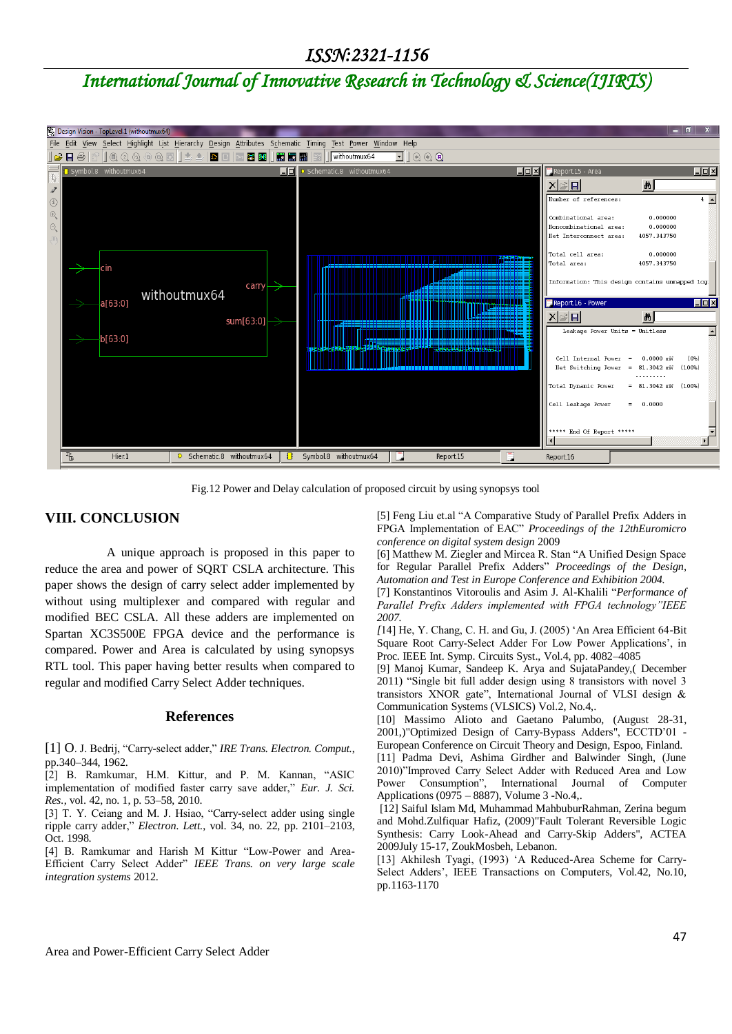Fig.12 Power and Delay calculation of proposed circuit by using synopsys tool

## VIII. CONCLUSION

A unique approach is proposed in this paper to reduce the area and power of SQRT CSLA architecture. This paper shows the design of carry select adder implemented by without using multiplexer and compared with regular and modified BEC CSLA. All these adders are implemented on Spartan XC3S500E FPGA device and the performance is compared. Power and Area is calculated by using synopsys RTL tool. This paper having better results when compared to regular and modified Carry Select Adder techniques.

## References

[1] O. J. Bedrij, "Carry-select adder," *IRE Trans. Electron. Comput.*, pp.340–344, 1962.

[2] B. Ramkumar, H.M. Kittur, and P. M. Kannan, "ASIC implementation of modified faster carry save adder," *Eur. J. Sci. Res.*, vol. 42, no. 1, p. 53–58, 2010.

[3] T. Y. Ceiang and M. J. Hsiao, "Carry-select adder using single ripple carry adder," *Electron. Lett.*, vol. 34, no. 22, pp. 2101–2103, Oct. 1998.

[4] B. Ramkumar and Harish M Kittur "Low-Power and Area-Efficient Carry Select Adder" *IEEE Trans. on very large scale integration systems* 2012.

[5] Feng Liu et.al "A Comparative Study of Parallel Prefix Adders in FPGA Implementation of EAC" *Proceedings of the 12thEuromicro conference on digital system design* 2009

[6] Matthew M. Ziegler and Mircea R. Stan "A Unified Design Space for Regular Parallel Prefix Adders" *Proceedings of the Design, Automation and Test in Europe Conference and Exhibition 2004.*

[7] Konstantinos Vitoroulis and Asim J. Al-Khalili "*Performance of Parallel Prefix Adders implemented with FPGA technology"IEEE 2007.*

*[*14] He, Y. Chang, C. H. and Gu, J. (2005) 'An Area Efficient 64-Bit Square Root Carry-Select Adder For Low Power Applications', in Proc. IEEE Int. Symp. Circuits Syst., Vol.4, pp. 4082–4085

[9] Manoj Kumar, Sandeep K. Arya and SujataPandey,( December 2011) "Single bit full adder design using 8 transistors with novel 3 transistors XNOR gate", International Journal of VLSI design & Communication Systems (VLSICS) Vol.2, No.4,.

[10] Massimo Alioto and Gaetano Palumbo, (August 28-31, 2001,)"Optimized Design of Carry-Bypass Adders", ECCTD'01 - European Conference on Circuit Theory and Design, Espoo, Finland.

[11] Padma Devi, Ashima Girdher and Balwinder Singh, (June 2010)"Improved Carry Select Adder with Reduced Area and Low Power Consumption", International Journal of Computer Applications (0975 – 8887), Volume 3 -No.4,.

[12] Saiful Islam Md, Muhammad MahbuburRahman, Zerina begum and Mohd.Zulfiquar Hafiz, (2009)"Fault Tolerant Reversible Logic Synthesis: Carry Look-Ahead and Carry-Skip Adders", ACTEA 2009July 15-17, ZoukMosbeh, Lebanon.

[13] Akhilesh Tyagi, (1993) 'A Reduced-Area Scheme for Carry-Select Adders', IEEE Transactions on Computers, Vol.42, No.10, pp.1163-1170